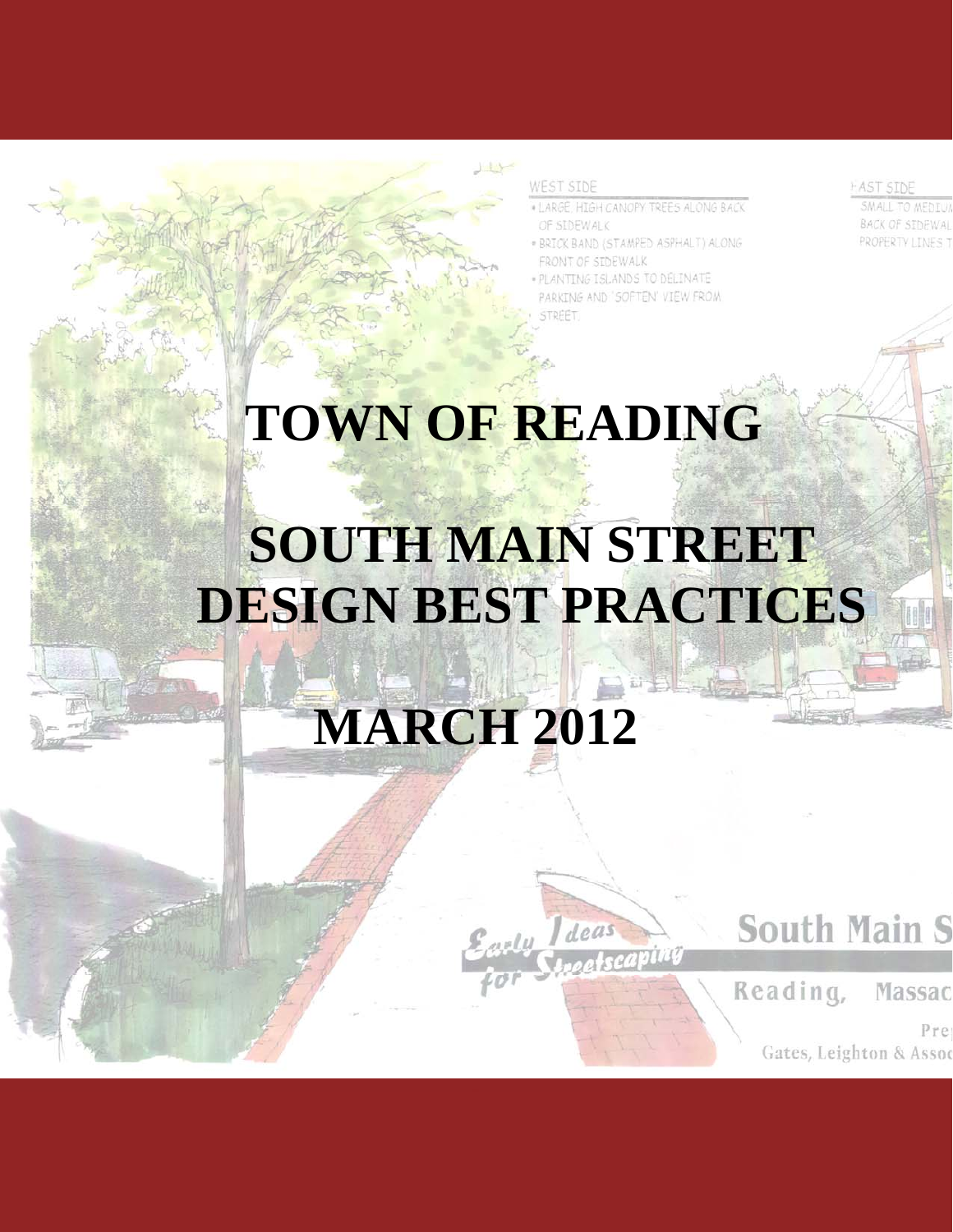# TOWN OF READING

# SOUTH MAIN STREET DESIGN BEST PRACTICES

# MARCH 2012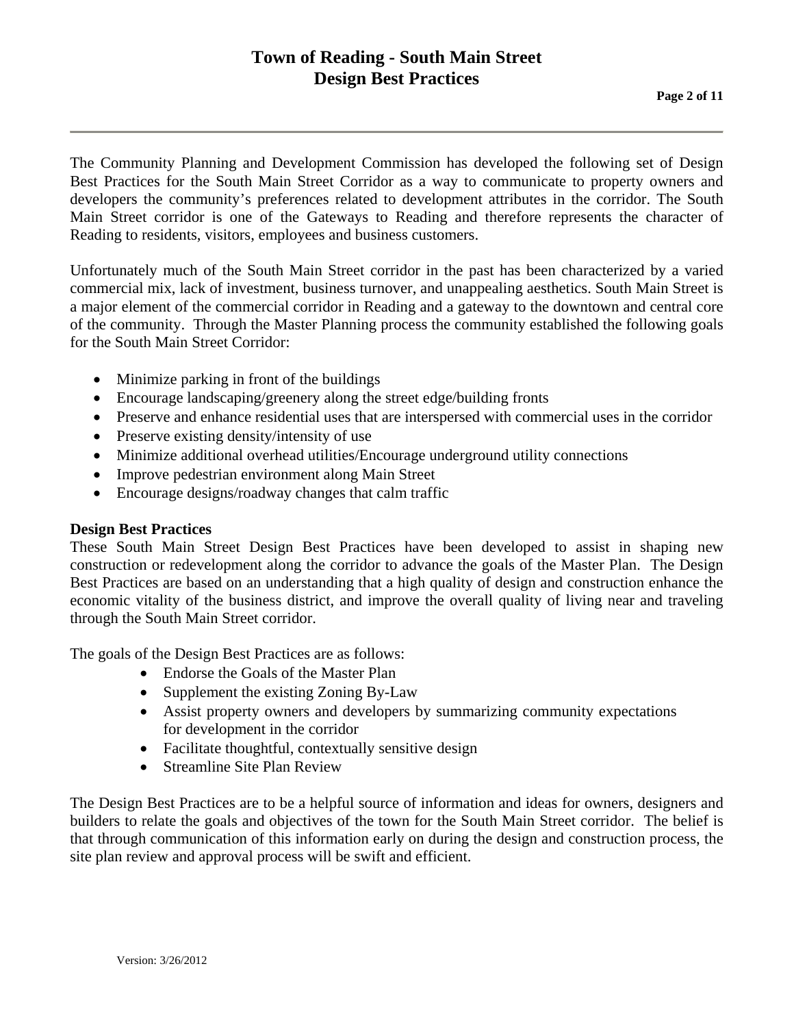The Community Planning and Development Commission has developed the following set of Design Best Practices for the South Main Street Corridor as a way to communicate to property owners and developers the community's preferences related to development attributes in the corridor. The South Main Street corridor is one of the Gateways to Reading and therefore represents the character of Reading to residents, visitors, employees and business customers.

Unfortunately much of the South Main Street corridor in the past has been characterized by a varied commercial mix, lack of investment, business turnover, and unappealing aesthetics. South Main Street is a major element of the commercial corridor in Reading and a gateway to the downtown and central core of the community. Through the Master Planning process the community established the following goals for the South Main Street Corridor:

- Minimize parking in front of the buildings
- Encourage landscaping/greenery along the street edge/building fronts
- Preserve and enhance residential uses that are interspersed with commercial uses in the corridor
- Preserve existing density/intensity of use
- Minimize additional overhead utilities/Encourage underground utility connections
- Improve pedestrian environment along Main Street
- Encourage designs/roadway changes that calm traffic

**Design Best Practices**

These South Main Street Design Best Practices have been developed to assist in shaping new construction or redevelopment along the corridor to advance the goals of the Master Plan. The Design Best Practices are based on an understanding that a high quality of design and construction enhance the economic vitality of the business district, and improve the overall quality of living near and traveling through the South Main Street corridor.

The goals of the Design Best Practices are as follows:

- Endorse the Goals of the Master Plan
- Supplement the existing Zoning By-Law
- Assist property owners and developers by summarizing community expectations for development in the corridor
- Facilitate thoughtful, contextually sensitive design
- Streamline Site Plan Review

The Design Best Practices are to be a helpful source of information and ideas for owners, designers and builders to relate the goals and objectives of the town for the South Main Street corridor. The belief is that through communication of this information early on during the design and construction process, the site plan review and approval process will be swift and efficient.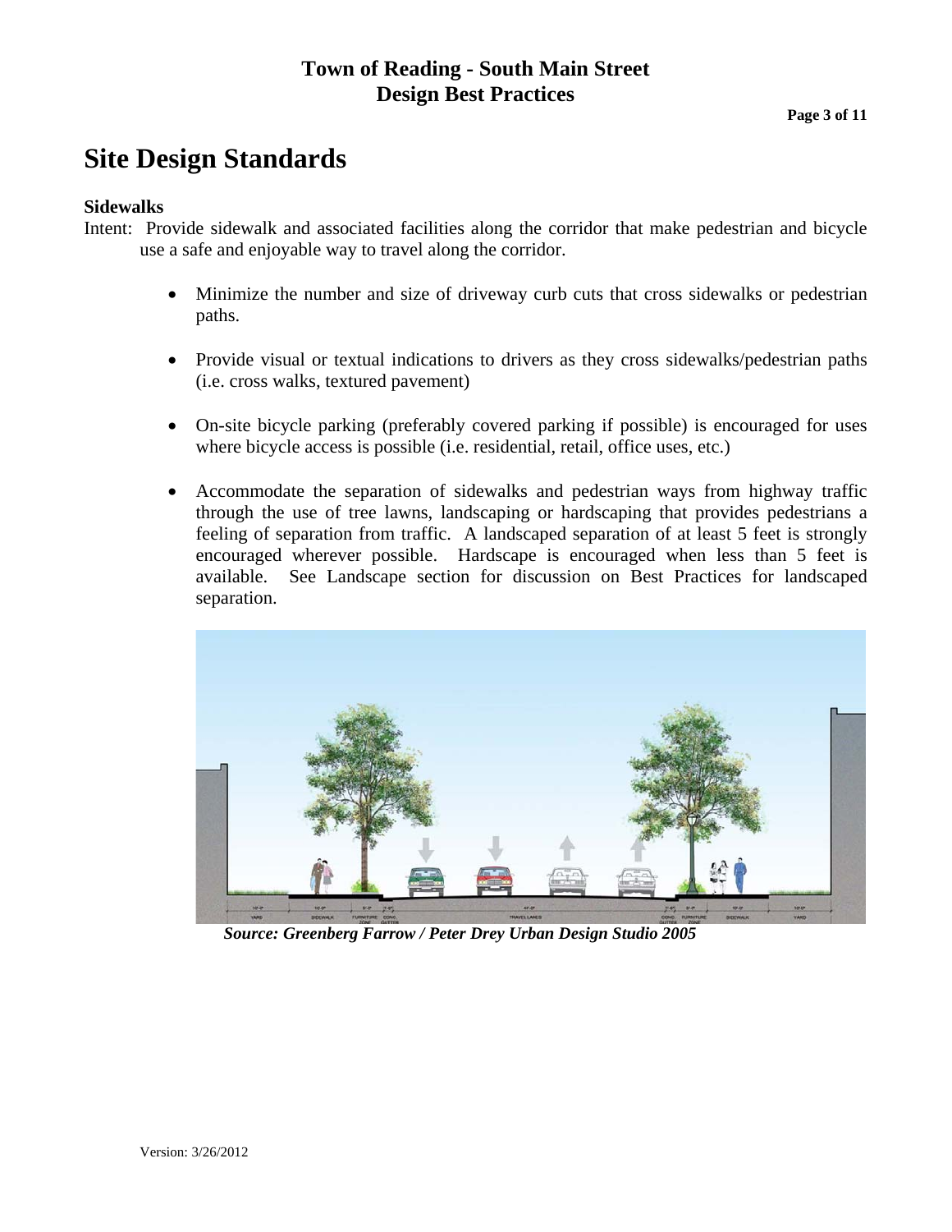# Site Design Standards

### Sidewalks

Intent: Provide sidewalk and associated facilities along the corridor that make pedestrian and bicycle use a safe and enjoyable way to travel along the corridor.

- Minimize the number and size of driveway curb cuts that cross sidewalks or pedestrian paths.
- Provide visual or textual indications to drivers as they cross sidewalks/pedestrian paths (i.e. cross walks, textured pavement)
- On-site bicycle parking (preferably covered parking if possible) is encouraged for uses where bicycle access is possible (i.e. residential, retail, office uses, etc.)
- Accommodate the separation of sidewalks and pedestrian ways from highway traffic through the use of tree lawns, landscaping or hardscaping that provides pedestrians a feeling of separation from traffic. A landscaped separation of at least 5 feet is strongly encouraged wherever possible. Hardscape is encouraged when less than 5 feet is available. See Landscape section for discussion on Best Practices for landscaped separation.

***Source: Greenberg Farrow / Peter Drey Urban Design Studio 2005***

Version: 3/26/2012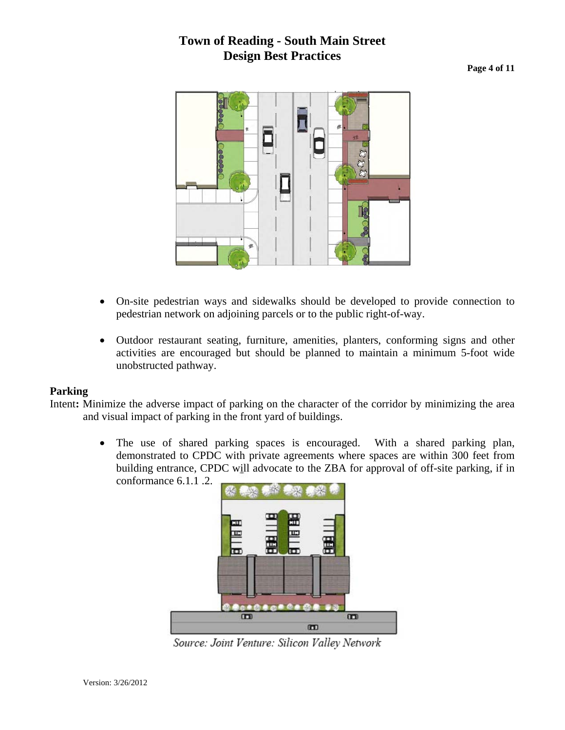- On-site pedestrian ways and sidewalks should be developed to provide connection to pedestrian network on adjoining parcels or to the public right-of-way.

- Outdoor restaurant seating, furniture, amenities, planters, conforming signs and other activities are encouraged but should be planned to maintain a minimum 5-foot wide unobstructed pathway.

**Parking**

Intent**:** Minimize the adverse impact of parking on the character of the corridor by minimizing the area and visual impact of parking in the front yard of buildings.

- The use of shared parking spaces is encouraged. With a shared parking plan, demonstrated to CPDC with private agreements where spaces are within 300 feet from building entrance, CPDC will advocate to the ZBA for approval of off-site parking, if in conformance 6.1.1 .2.

*Source: Joint Venture: Silicon Valley Network*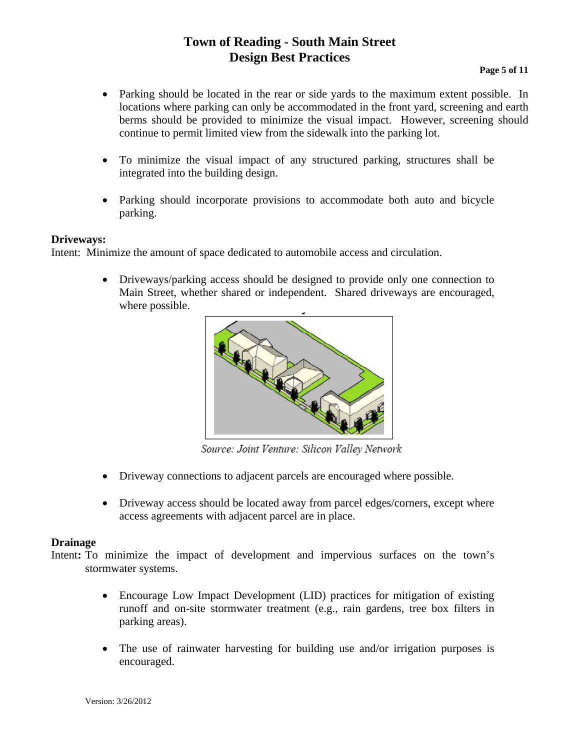- Parking should be located in the rear or side yards to the maximum extent possible. In locations where parking can only be accommodated in the front yard, screening and earth berms should be provided to minimize the visual impact. However, screening should continue to permit limited view from the sidewalk into the parking lot.

- To minimize the visual impact of any structured parking, structures shall be integrated into the building design.

- Parking should incorporate provisions to accommodate both auto and bicycle parking.

**Driveways:**

Intent: Minimize the amount of space dedicated to automobile access and circulation.

- Driveways/parking access should be designed to provide only one connection to Main Street, whether shared or independent. Shared driveways are encouraged, where possible.

*Source: Joint Venture: Silicon Valley Network*

- Driveway connections to adjacent parcels are encouraged where possible.

- Driveway access should be located away from parcel edges/corners, except where access agreements with adjacent parcel are in place.

**Drainage**

Intent**:** To minimize the impact of development and impervious surfaces on the town's stormwater systems.

- Encourage Low Impact Development (LID) practices for mitigation of existing runoff and on-site stormwater treatment (e.g., rain gardens, tree box filters in parking areas).

- The use of rainwater harvesting for building use and/or irrigation purposes is encouraged.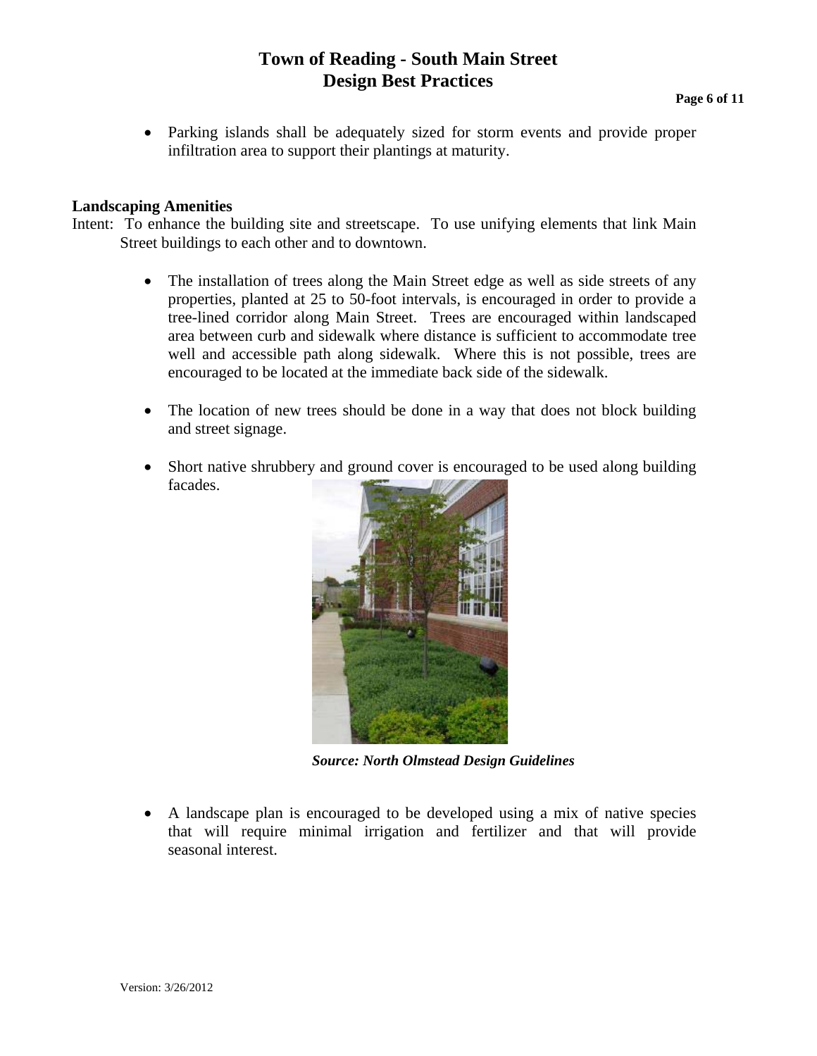- Parking islands shall be adequately sized for storm events and provide proper infiltration area to support their plantings at maturity.

**Landscaping Amenities**

Intent: To enhance the building site and streetscape. To use unifying elements that link Main Street buildings to each other and to downtown.

- The installation of trees along the Main Street edge as well as side streets of any properties, planted at 25 to 50-foot intervals, is encouraged in order to provide a tree-lined corridor along Main Street. Trees are encouraged within landscaped area between curb and sidewalk where distance is sufficient to accommodate tree well and accessible path along sidewalk. Where this is not possible, trees are encouraged to be located at the immediate back side of the sidewalk.

- The location of new trees should be done in a way that does not block building and street signage.

- Short native shrubbery and ground cover is encouraged to be used along building facades.

***Source: North Olmstead Design Guidelines***

- A landscape plan is encouraged to be developed using a mix of native species that will require minimal irrigation and fertilizer and that will provide seasonal interest.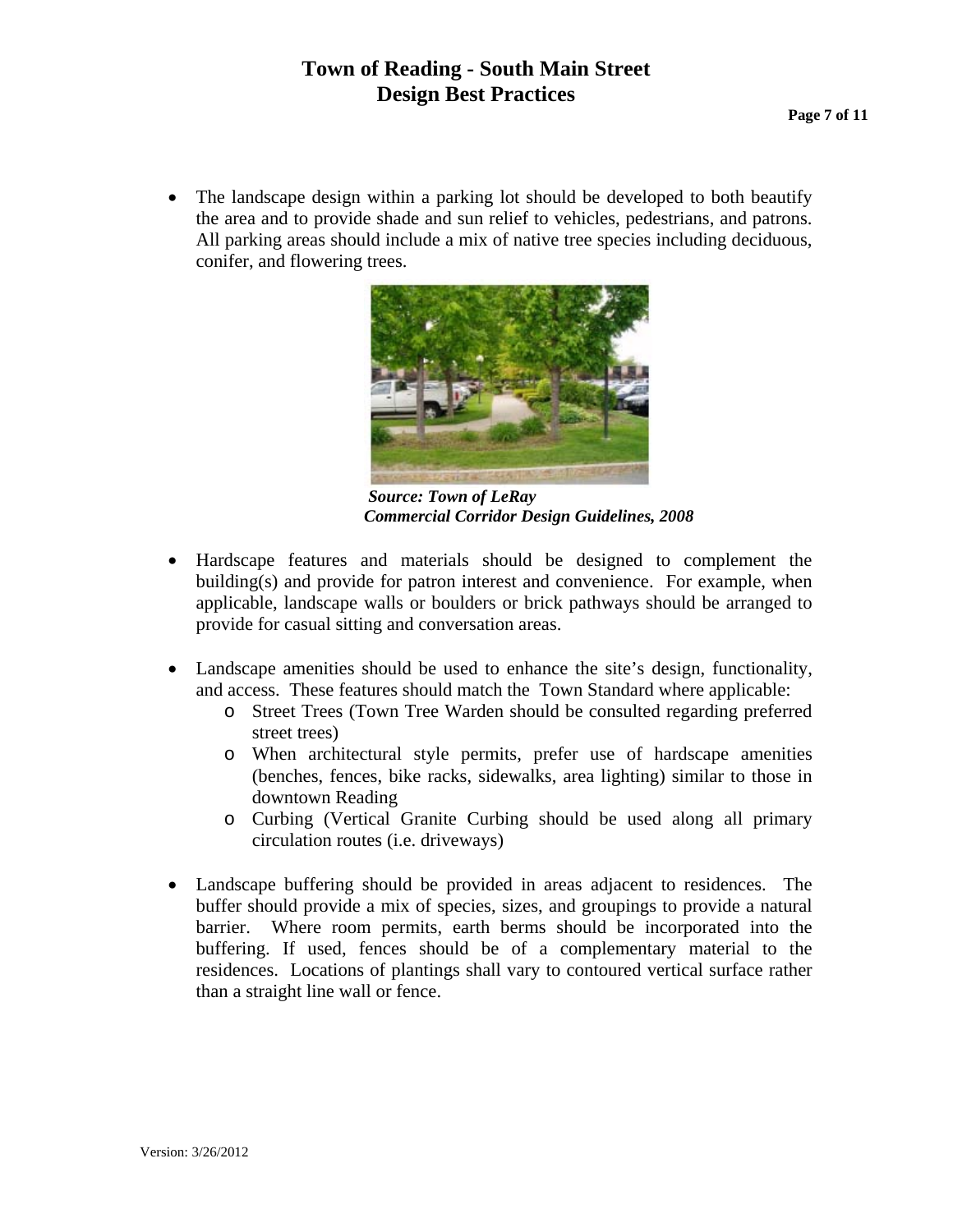- The landscape design within a parking lot should be developed to both beautify the area and to provide shade and sun relief to vehicles, pedestrians, and patrons. All parking areas should include a mix of native tree species including deciduous, conifer, and flowering trees.

***Source: Town of LeRay***
***Commercial Corridor Design Guidelines, 2008***

- Hardscape features and materials should be designed to complement the building(s) and provide for patron interest and convenience. For example, when applicable, landscape walls or boulders or brick pathways should be arranged to provide for casual sitting and conversation areas.

- Landscape amenities should be used to enhance the site's design, functionality, and access. These features should match the Town Standard where applicable:
  - Street Trees (Town Tree Warden should be consulted regarding preferred street trees)
  - When architectural style permits, prefer use of hardscape amenities (benches, fences, bike racks, sidewalks, area lighting) similar to those in downtown Reading
  - Curbing (Vertical Granite Curbing should be used along all primary circulation routes (i.e. driveways)

- Landscape buffering should be provided in areas adjacent to residences. The buffer should provide a mix of species, sizes, and groupings to provide a natural barrier. Where room permits, earth berms should be incorporated into the buffering. If used, fences should be of a complementary material to the residences. Locations of plantings shall vary to contoured vertical surface rather than a straight line wall or fence.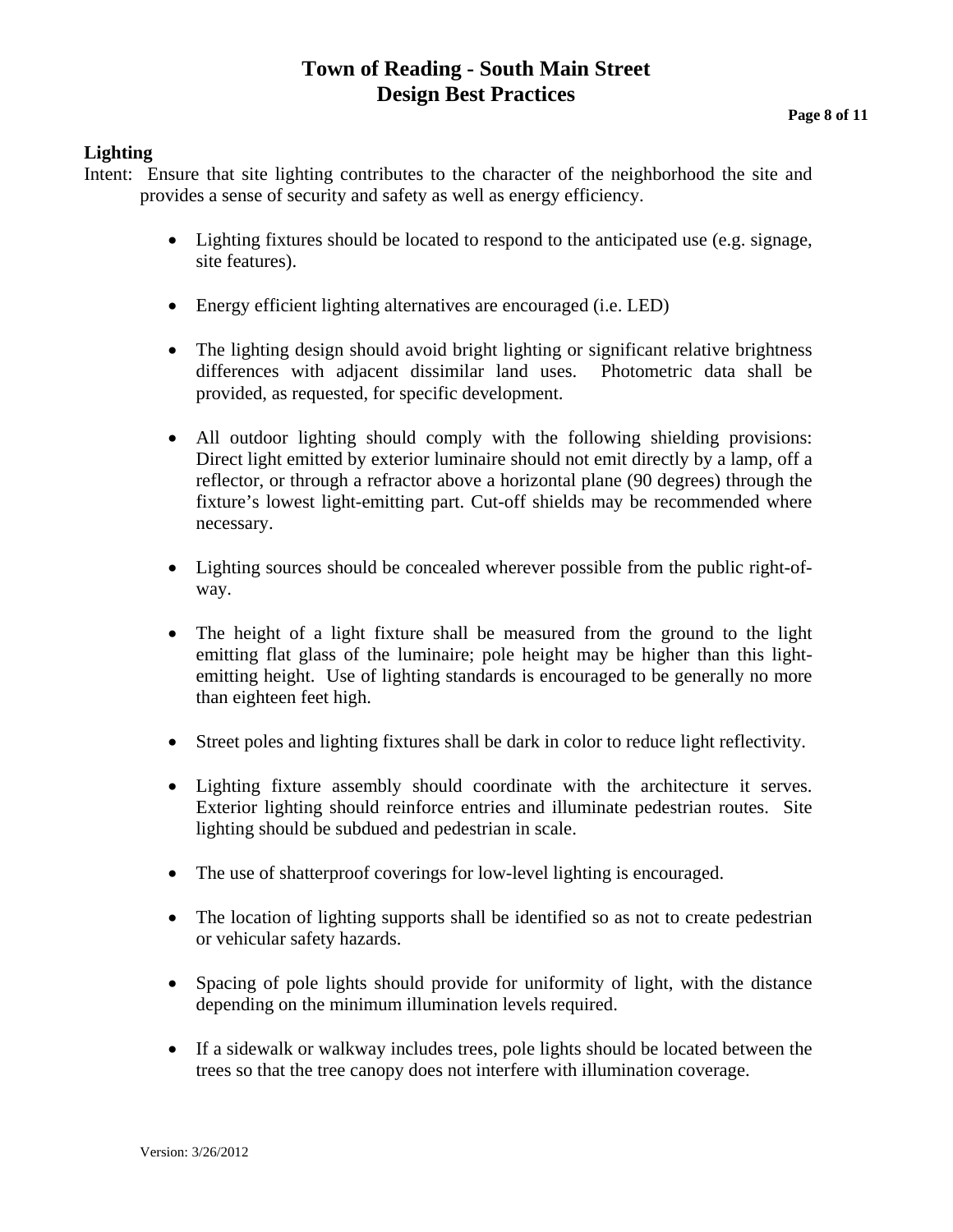## Lighting

Intent: Ensure that site lighting contributes to the character of the neighborhood the site and provides a sense of security and safety as well as energy efficiency.

- Lighting fixtures should be located to respond to the anticipated use (e.g. signage, site features).
- Energy efficient lighting alternatives are encouraged (i.e. LED)
- The lighting design should avoid bright lighting or significant relative brightness differences with adjacent dissimilar land uses. Photometric data shall be provided, as requested, for specific development.
- All outdoor lighting should comply with the following shielding provisions: Direct light emitted by exterior luminaire should not emit directly by a lamp, off a reflector, or through a refractor above a horizontal plane (90 degrees) through the fixture's lowest light-emitting part. Cut-off shields may be recommended where necessary.
- Lighting sources should be concealed wherever possible from the public right-of-way.
- The height of a light fixture shall be measured from the ground to the light emitting flat glass of the luminaire; pole height may be higher than this light-emitting height. Use of lighting standards is encouraged to be generally no more than eighteen feet high.
- Street poles and lighting fixtures shall be dark in color to reduce light reflectivity.
- Lighting fixture assembly should coordinate with the architecture it serves. Exterior lighting should reinforce entries and illuminate pedestrian routes. Site lighting should be subdued and pedestrian in scale.
- The use of shatterproof coverings for low-level lighting is encouraged.
- The location of lighting supports shall be identified so as not to create pedestrian or vehicular safety hazards.
- Spacing of pole lights should provide for uniformity of light, with the distance depending on the minimum illumination levels required.
- If a sidewalk or walkway includes trees, pole lights should be located between the trees so that the tree canopy does not interfere with illumination coverage.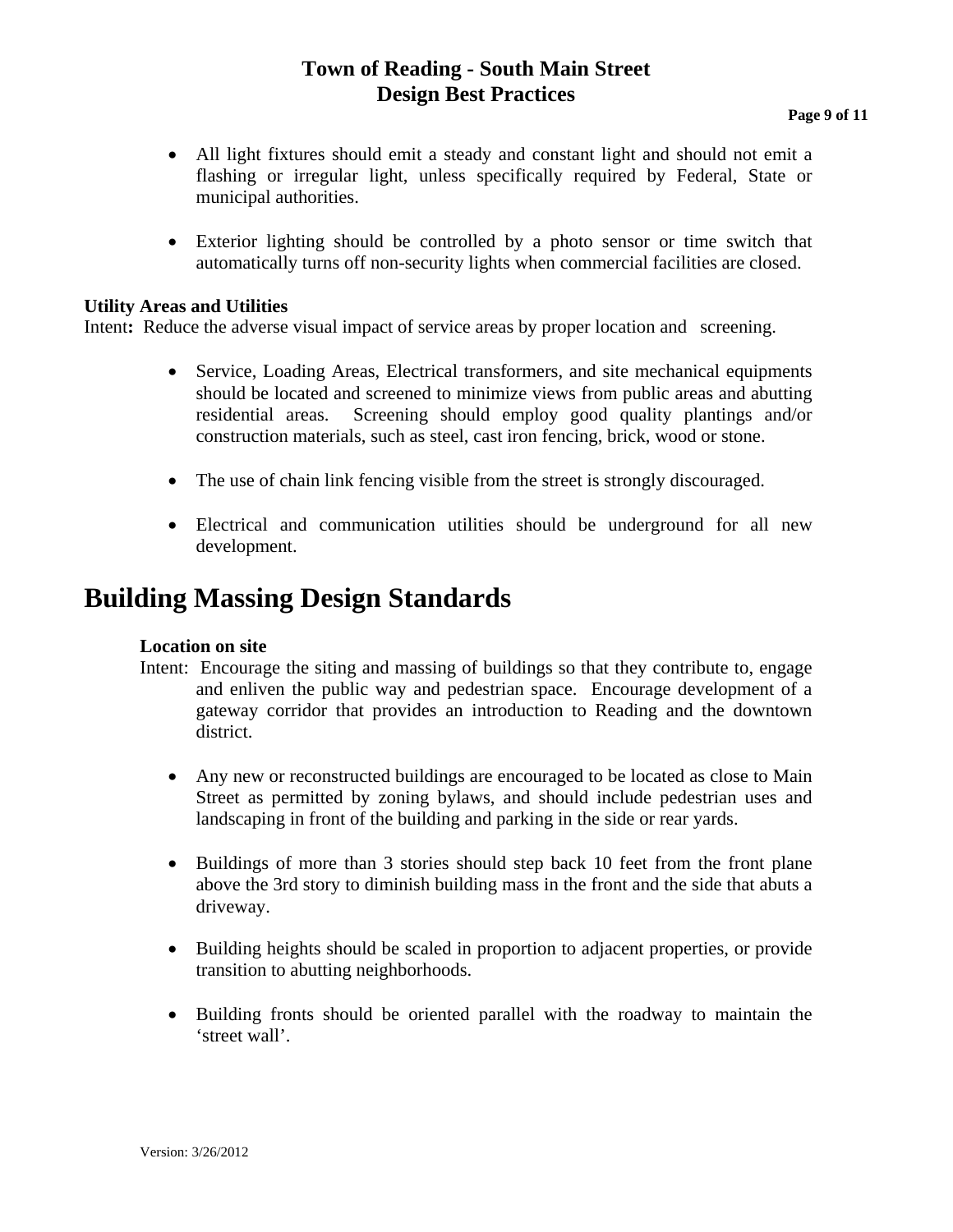- All light fixtures should emit a steady and constant light and should not emit a flashing or irregular light, unless specifically required by Federal, State or municipal authorities.

- Exterior lighting should be controlled by a photo sensor or time switch that automatically turns off non-security lights when commercial facilities are closed.

**Utility Areas and Utilities**

Intent**:** Reduce the adverse visual impact of service areas by proper location and screening.

- Service, Loading Areas, Electrical transformers, and site mechanical equipments should be located and screened to minimize views from public areas and abutting residential areas. Screening should employ good quality plantings and/or construction materials, such as steel, cast iron fencing, brick, wood or stone.

- The use of chain link fencing visible from the street is strongly discouraged.

- Electrical and communication utilities should be underground for all new development.

# Building Massing Design Standards

**Location on site**

Intent: Encourage the siting and massing of buildings so that they contribute to, engage and enliven the public way and pedestrian space. Encourage development of a gateway corridor that provides an introduction to Reading and the downtown district.

- Any new or reconstructed buildings are encouraged to be located as close to Main Street as permitted by zoning bylaws, and should include pedestrian uses and landscaping in front of the building and parking in the side or rear yards.

- Buildings of more than 3 stories should step back 10 feet from the front plane above the 3rd story to diminish building mass in the front and the side that abuts a driveway.

- Building heights should be scaled in proportion to adjacent properties, or provide transition to abutting neighborhoods.

- Building fronts should be oriented parallel with the roadway to maintain the 'street wall'.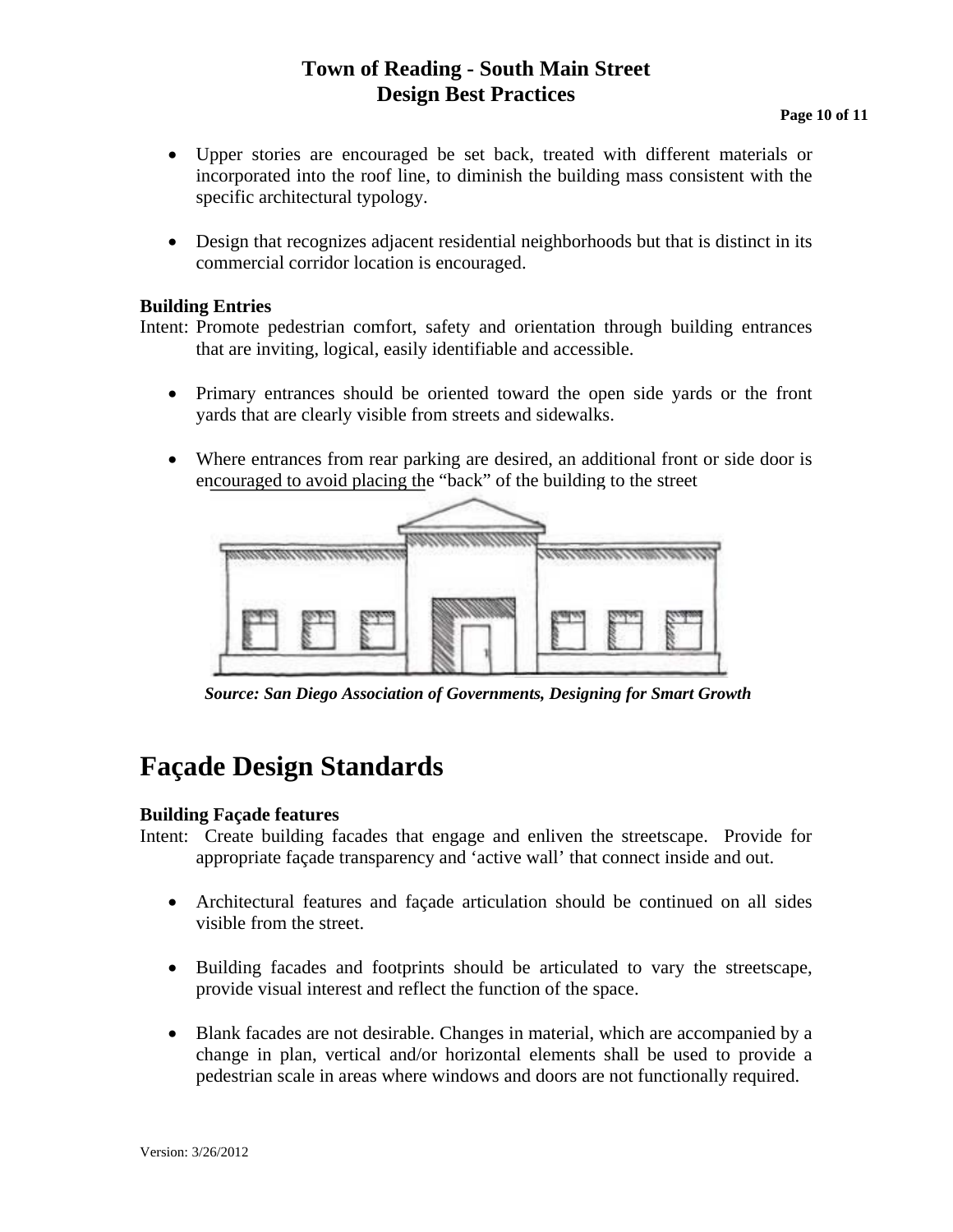- Upper stories are encouraged be set back, treated with different materials or incorporated into the roof line, to diminish the building mass consistent with the specific architectural typology.

- Design that recognizes adjacent residential neighborhoods but that is distinct in its commercial corridor location is encouraged.

**Building Entries**

Intent: Promote pedestrian comfort, safety and orientation through building entrances that are inviting, logical, easily identifiable and accessible.

- Primary entrances should be oriented toward the open side yards or the front yards that are clearly visible from streets and sidewalks.

- Where entrances from rear parking are desired, an additional front or side door is encouraged to avoid placing the "back" of the building to the street

*Source: San Diego Association of Governments, Designing for Smart Growth*

# Façade Design Standards

**Building Façade features**

Intent: Create building facades that engage and enliven the streetscape. Provide for appropriate façade transparency and 'active wall' that connect inside and out.

- Architectural features and façade articulation should be continued on all sides visible from the street.

- Building facades and footprints should be articulated to vary the streetscape, provide visual interest and reflect the function of the space.

- Blank facades are not desirable. Changes in material, which are accompanied by a change in plan, vertical and/or horizontal elements shall be used to provide a pedestrian scale in areas where windows and doors are not functionally required.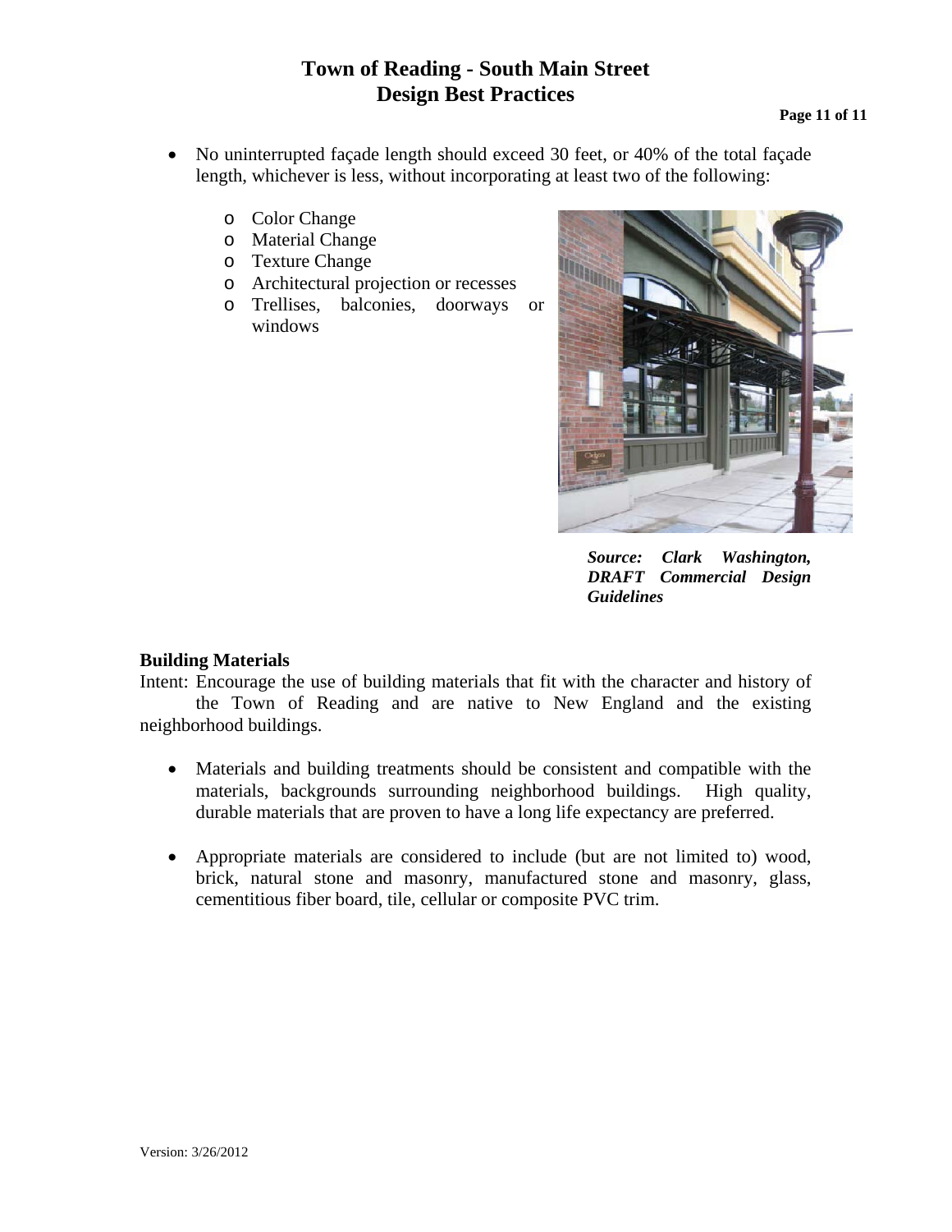- No uninterrupted façade length should exceed 30 feet, or 40% of the total façade length, whichever is less, without incorporating at least two of the following:
  - Color Change
  - Material Change
  - Texture Change
  - Architectural projection or recesses
  - Trellises, balconies, doorways or windows

***Source: Clark Washington, DRAFT Commercial Design Guidelines***

**Building Materials**

Intent: Encourage the use of building materials that fit with the character and history of the Town of Reading and are native to New England and the existing neighborhood buildings.

- Materials and building treatments should be consistent and compatible with the materials, backgrounds surrounding neighborhood buildings. High quality, durable materials that are proven to have a long life expectancy are preferred.

- Appropriate materials are considered to include (but are not limited to) wood, brick, natural stone and masonry, manufactured stone and masonry, glass, cementitious fiber board, tile, cellular or composite PVC trim.